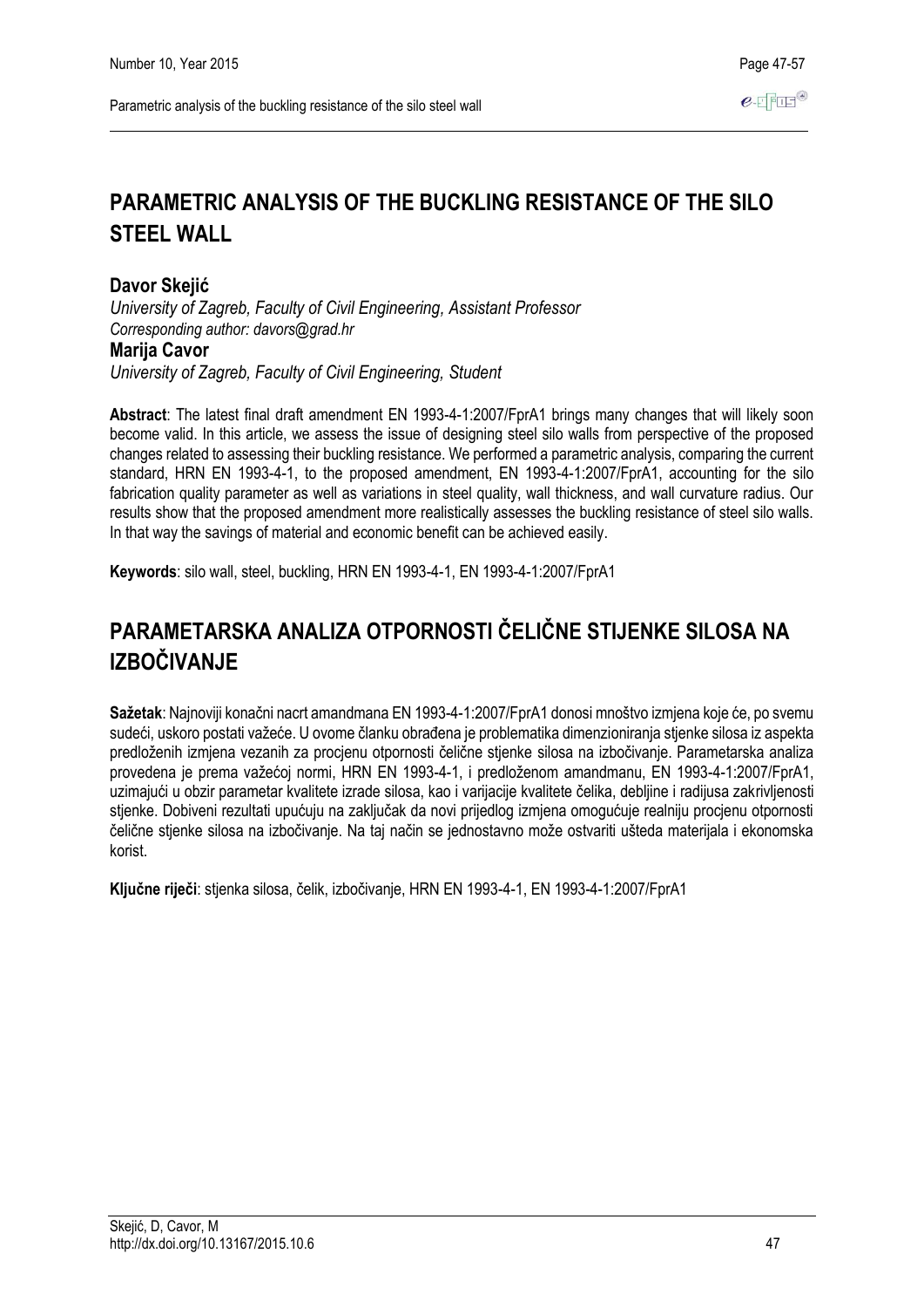# PARAMETRIC ANALYSIS OF THE BUCKLING RESISTANCE OF THE SILO STEEL WALL

**Davor Skejić**

*University of Zagreb, Faculty of Civil Engineering, Assistant Professor*
*Corresponding author: davors@grad.hr*

**Marija Cavor**

*University of Zagreb, Faculty of Civil Engineering, Student*

**Abstract**: The latest final draft amendment EN 1993-4-1:2007/FprA1 brings many changes that will likely soon become valid. In this article, we assess the issue of designing steel silo walls from perspective of the proposed changes related to assessing their buckling resistance. We performed a parametric analysis, comparing the current standard, HRN EN 1993-4-1, to the proposed amendment, EN 1993-4-1:2007/FprA1, accounting for the silo fabrication quality parameter as well as variations in steel quality, wall thickness, and wall curvature radius. Our results show that the proposed amendment more realistically assesses the buckling resistance of steel silo walls. In that way the savings of material and economic benefit can be achieved easily.

**Keywords**: silo wall, steel, buckling, HRN EN 1993-4-1, EN 1993-4-1:2007/FprA1

# PARAMETARSKA ANALIZA OTPORNOSTI ČELIČNE STIJENKE SILOSA NA IZBOČIVANJE

**Sažetak**: Najnoviji konačni nacrt amandmana EN 1993-4-1:2007/FprA1 donosi mnoštvo izmjena koje će, po svemu sudeći, uskoro postati važeće. U ovome članku obrađena je problematika dimenzioniranja stjenke silosa iz aspekta predloženih izmjena vezanih za procjenu otpornosti čelične stjenke silosa na izbočivanje. Parametarska analiza provedena je prema važećoj normi, HRN EN 1993-4-1, i predloženom amandmanu, EN 1993-4-1:2007/FprA1, uzimajući u obzir parametar kvalitete izrade silosa, kao i varijacije kvalitete čelika, debljine i radijusa zakrivljenosti stjenke. Dobiveni rezultati upućuju na zaključak da novi prijedlog izmjena omogućuje realniju procjenu otpornosti čelične stjenke silosa na izbočivanje. Na taj način se jednostavno može ostvariti ušteda materijala i ekonomska korist.

**Ključne riječi**: stjenka silosa, čelik, izbočivanje, HRN EN 1993-4-1, EN 1993-4-1:2007/FprA1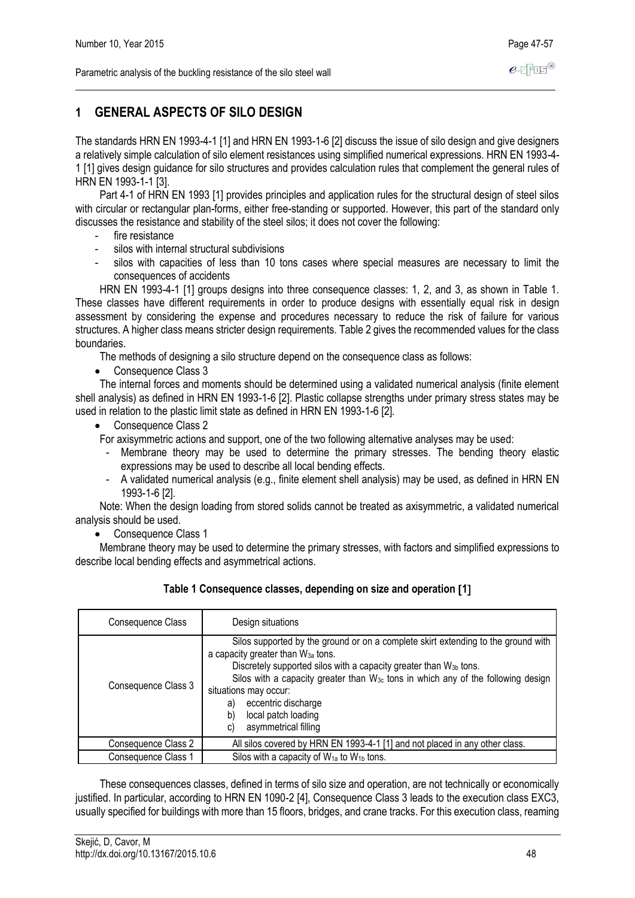# 1 GENERAL ASPECTS OF SILO DESIGN

The standards HRN EN 1993-4-1 [1] and HRN EN 1993-1-6 [2] discuss the issue of silo design and give designers a relatively simple calculation of silo element resistances using simplified numerical expressions. HRN EN 1993-4-1 [1] gives design guidance for silo structures and provides calculation rules that complement the general rules of HRN EN 1993-1-1 [3].

Part 4-1 of HRN EN 1993 [1] provides principles and application rules for the structural design of steel silos with circular or rectangular plan-forms, either free-standing or supported. However, this part of the standard only discusses the resistance and stability of the steel silos; it does not cover the following:

- fire resistance
- silos with internal structural subdivisions
- silos with capacities of less than 10 tons cases where special measures are necessary to limit the consequences of accidents

HRN EN 1993-4-1 [1] groups designs into three consequence classes: 1, 2, and 3, as shown in Table 1. These classes have different requirements in order to produce designs with essentially equal risk in design assessment by considering the expense and procedures necessary to reduce the risk of failure for various structures. A higher class means stricter design requirements. Table 2 gives the recommended values for the class boundaries.

The methods of designing a silo structure depend on the consequence class as follows:

- Consequence Class 3

The internal forces and moments should be determined using a validated numerical analysis (finite element shell analysis) as defined in HRN EN 1993-1-6 [2]. Plastic collapse strengths under primary stress states may be used in relation to the plastic limit state as defined in HRN EN 1993-1-6 [2].

- Consequence Class 2

For axisymmetric actions and support, one of the two following alternative analyses may be used:

- Membrane theory may be used to determine the primary stresses. The bending theory elastic expressions may be used to describe all local bending effects.
- A validated numerical analysis (e.g., finite element shell analysis) may be used, as defined in HRN EN 1993-1-6 [2].

Note: When the design loading from stored solids cannot be treated as axisymmetric, a validated numerical analysis should be used.

- Consequence Class 1

Membrane theory may be used to determine the primary stresses, with factors and simplified expressions to describe local bending effects and asymmetrical actions.

**Table 1 Consequence classes, depending on size and operation [1]**

| Consequence Class | Design situations |
|---|---|
| Consequence Class 3 | Silos supported by the ground or on a complete skirt extending to the ground with a capacity greater than $W_{3a}$ tons.<br>Discretely supported silos with a capacity greater than $W_{3b}$ tons.<br>Silos with a capacity greater than $W_{3c}$ tons in which any of the following design situations may occur:<br>a) eccentric discharge<br>b) local patch loading<br>c) asymmetrical filling |
| Consequence Class 2 | All silos covered by HRN EN 1993-4-1 [1] and not placed in any other class. |
| Consequence Class 1 | Silos with a capacity of $W_{1a}$ to $W_{1b}$ tons. |

These consequences classes, defined in terms of silo size and operation, are not technically or economically justified. In particular, according to HRN EN 1090-2 [4], Consequence Class 3 leads to the execution class EXC3, usually specified for buildings with more than 15 floors, bridges, and crane tracks. For this execution class, reaming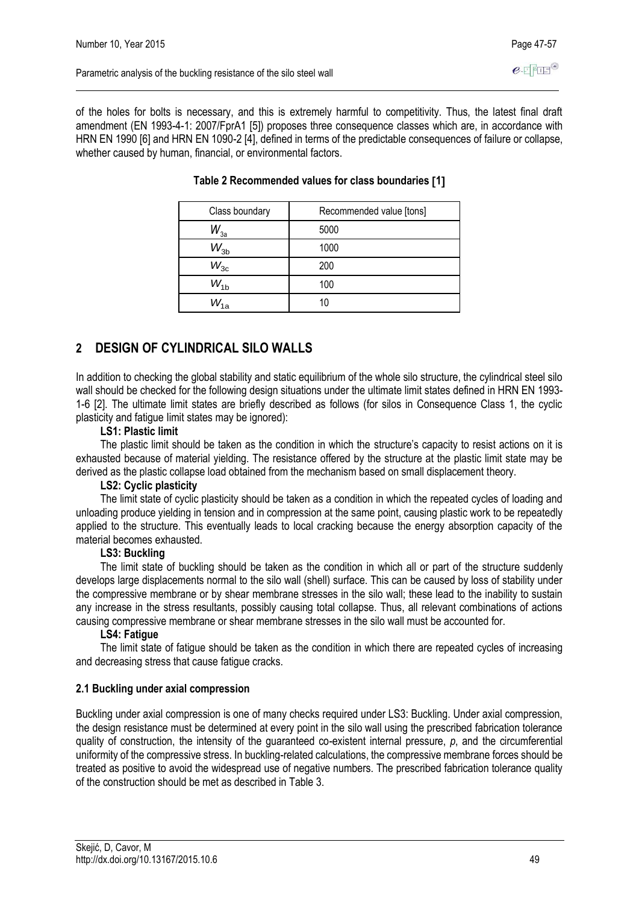of the holes for bolts is necessary, and this is extremely harmful to competitivity. Thus, the latest final draft amendment (EN 1993-4-1: 2007/FprA1 [5]) proposes three consequence classes which are, in accordance with HRN EN 1990 [6] and HRN EN 1090-2 [4], defined in terms of the predictable consequences of failure or collapse, whether caused by human, financial, or environmental factors.

**Table 2 Recommended values for class boundaries [1]**

| Class boundary | Recommended value [tons] |
|---|---|
| $W_{3a}$ | 5000 |
| $W_{3b}$ | 1000 |
| $W_{3c}$ | 200 |
| $W_{1b}$ | 100 |
| $W_{1a}$ | 10 |

## 2 DESIGN OF CYLINDRICAL SILO WALLS

In addition to checking the global stability and static equilibrium of the whole silo structure, the cylindrical steel silo wall should be checked for the following design situations under the ultimate limit states defined in HRN EN 1993-1-6 [2]. The ultimate limit states are briefly described as follows (for silos in Consequence Class 1, the cyclic plasticity and fatigue limit states may be ignored):

**LS1: Plastic limit**

The plastic limit should be taken as the condition in which the structure's capacity to resist actions on it is exhausted because of material yielding. The resistance offered by the structure at the plastic limit state may be derived as the plastic collapse load obtained from the mechanism based on small displacement theory.

**LS2: Cyclic plasticity**

The limit state of cyclic plasticity should be taken as a condition in which the repeated cycles of loading and unloading produce yielding in tension and in compression at the same point, causing plastic work to be repeatedly applied to the structure. This eventually leads to local cracking because the energy absorption capacity of the material becomes exhausted.

**LS3: Buckling**

The limit state of buckling should be taken as the condition in which all or part of the structure suddenly develops large displacements normal to the silo wall (shell) surface. This can be caused by loss of stability under the compressive membrane or by shear membrane stresses in the silo wall; these lead to the inability to sustain any increase in the stress resultants, possibly causing total collapse. Thus, all relevant combinations of actions causing compressive membrane or shear membrane stresses in the silo wall must be accounted for.

**LS4: Fatigue**

The limit state of fatigue should be taken as the condition in which there are repeated cycles of increasing and decreasing stress that cause fatigue cracks.

### 2.1 Buckling under axial compression

Buckling under axial compression is one of many checks required under LS3: Buckling. Under axial compression, the design resistance must be determined at every point in the silo wall using the prescribed fabrication tolerance quality of construction, the intensity of the guaranteed co-existent internal pressure, $p$, and the circumferential uniformity of the compressive stress. In buckling-related calculations, the compressive membrane forces should be treated as positive to avoid the widespread use of negative numbers. The prescribed fabrication tolerance quality of the construction should be met as described in Table 3.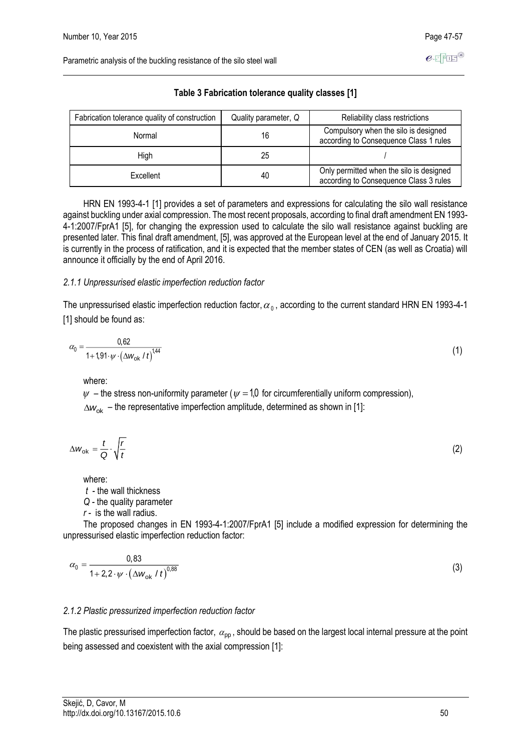**Table 3 Fabrication tolerance quality classes [1]**

| Fabrication tolerance quality of construction | Quality parameter, $Q$ | Reliability class restrictions |
| --- | --- | --- |
| Normal | 16 | Compulsory when the silo is designed according to Consequence Class 1 rules |
| High | 25 | / |
| Excellent | 40 | Only permitted when the silo is designed according to Consequence Class 3 rules |

HRN EN 1993-4-1 [1] provides a set of parameters and expressions for calculating the silo wall resistance against buckling under axial compression. The most recent proposals, according to final draft amendment EN 1993-4-1:2007/FprA1 [5], for changing the expression used to calculate the silo wall resistance against buckling are presented later. This final draft amendment, [5], was approved at the European level at the end of January 2015. It is currently in the process of ratification, and it is expected that the member states of CEN (as well as Croatia) will announce it officially by the end of April 2016.

### *2.1.1 Unpressurised elastic imperfection reduction factor*

The unpressurised elastic imperfection reduction factor, $\alpha_0$, according to the current standard HRN EN 1993-4-1 [1] should be found as:

$$\alpha_0 = \frac{0{,}62}{1 + 1{,}91 \cdot \psi \cdot \left(\Delta w_{\mathrm{ok}} / t\right)^{1{,}44}} \tag{1}$$

where:

$\psi$ – the stress non-uniformity parameter ($\psi = 1{,}0$ for circumferentially uniform compression),

$\Delta w_{\mathrm{ok}}$ – the representative imperfection amplitude, determined as shown in [1]:

$$\Delta w_{\mathrm{ok}} = \frac{t}{Q} \cdot \sqrt{\frac{r}{t}} \tag{2}$$

where:

$t$ - the wall thickness

$Q$ - the quality parameter

$r$ - is the wall radius.

The proposed changes in EN 1993-4-1:2007/FprA1 [5] include a modified expression for determining the unpressurised elastic imperfection reduction factor:

$$\alpha_0 = \frac{0{,}83}{1 + 2{,}2 \cdot \psi \cdot \left(\Delta w_{\mathrm{ok}} / t\right)^{0{,}88}} \tag{3}$$

### *2.1.2 Plastic pressurized imperfection reduction factor*

The plastic pressurised imperfection factor, $\alpha_{\mathrm{pp}}$, should be based on the largest local internal pressure at the point being assessed and coexistent with the axial compression [1]: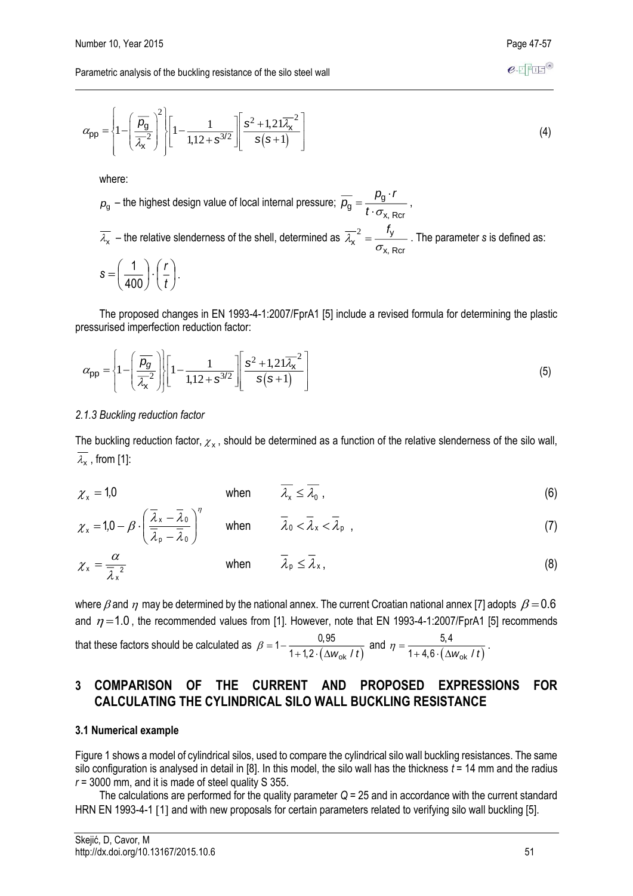$$\alpha_{\text{pp}} = \left\{1 - \left(\frac{\overline{p_{\text{g}}}}{\overline{\lambda_{\text{x}}}^2}\right)^2\right\}\left[1 - \frac{1}{1{,}12 + s^{3/2}}\right]\left[\frac{s^2 + 1{,}21\overline{\lambda_{\text{x}}}^2}{s(s+1)}\right] \tag{4}$$

where:

$p_{\text{g}}$ – the highest design value of local internal pressure; $\overline{p_{\text{g}}} = \dfrac{p_{\text{g}} \cdot r}{t \cdot \sigma_{\text{x, Rcr}}}$,

$\overline{\lambda_{\text{x}}}$ – the relative slenderness of the shell, determined as $\overline{\lambda_{\text{x}}}^2 = \dfrac{f_{\text{y}}}{\sigma_{\text{x, Rcr}}}$. The parameter $s$ is defined as:

$s = \left(\dfrac{1}{400}\right) \cdot \left(\dfrac{r}{t}\right)$.

The proposed changes in EN 1993-4-1:2007/FprA1 [5] include a revised formula for determining the plastic pressurised imperfection reduction factor:

$$\alpha_{\text{pp}} = \left\{1 - \left(\frac{\overline{p_g}}{\overline{\lambda_{\text{x}}}^2}\right)\right\}\left[1 - \frac{1}{1{,}12 + s^{3/2}}\right]\left[\frac{s^2 + 1{,}21\overline{\lambda_{\text{x}}}^2}{s(s+1)}\right] \tag{5}$$

*2.1.3 Buckling reduction factor*

The buckling reduction factor, $\chi_{\text{x}}$, should be determined as a function of the relative slenderness of the silo wall, $\overline{\lambda_{\text{x}}}$, from [1]:

$$\chi_{\text{x}} = 1{,}0 \qquad \text{when} \qquad \overline{\lambda_{\text{x}}} \le \overline{\lambda_0}, \tag{6}$$

$$\chi_{\text{x}} = 1{,}0 - \beta \cdot \left(\frac{\overline{\lambda}_{\text{x}} - \overline{\lambda}_0}{\overline{\lambda}_{\text{p}} - \overline{\lambda}_0}\right)^{\eta} \qquad \text{when} \qquad \overline{\lambda}_0 < \overline{\lambda}_{\text{x}} < \overline{\lambda}_{\text{p}}, \tag{7}$$

$$\chi_{\text{x}} = \frac{\alpha}{\overline{\lambda}_{\text{x}}^{\,2}} \qquad \text{when} \qquad \overline{\lambda}_{\text{p}} \le \overline{\lambda}_{\text{x}}, \tag{8}$$

where $\beta$ and $\eta$ may be determined by the national annex. The current Croatian national annex [7] adopts $\beta = 0.6$ and $\eta = 1.0$, the recommended values from [1]. However, note that EN 1993-4-1:2007/FprA1 [5] recommends that these factors should be calculated as $\beta = 1 - \dfrac{0{,}95}{1 + 1{,}2 \cdot (\Delta w_{\text{ok}} / t)}$ and $\eta = \dfrac{5{,}4}{1 + 4{,}6 \cdot (\Delta w_{\text{ok}} / t)}$.

## 3 COMPARISON OF THE CURRENT AND PROPOSED EXPRESSIONS FOR CALCULATING THE CYLINDRICAL SILO WALL BUCKLING RESISTANCE

### 3.1 Numerical example

Figure 1 shows a model of cylindrical silos, used to compare the cylindrical silo wall buckling resistances. The same silo configuration is analysed in detail in [8]. In this model, the silo wall has the thickness $t$ = 14 mm and the radius $r$ = 3000 mm, and it is made of steel quality S 355.

The calculations are performed for the quality parameter $Q$ = 25 and in accordance with the current standard HRN EN 1993-4-1 [1] and with new proposals for certain parameters related to verifying silo wall buckling [5].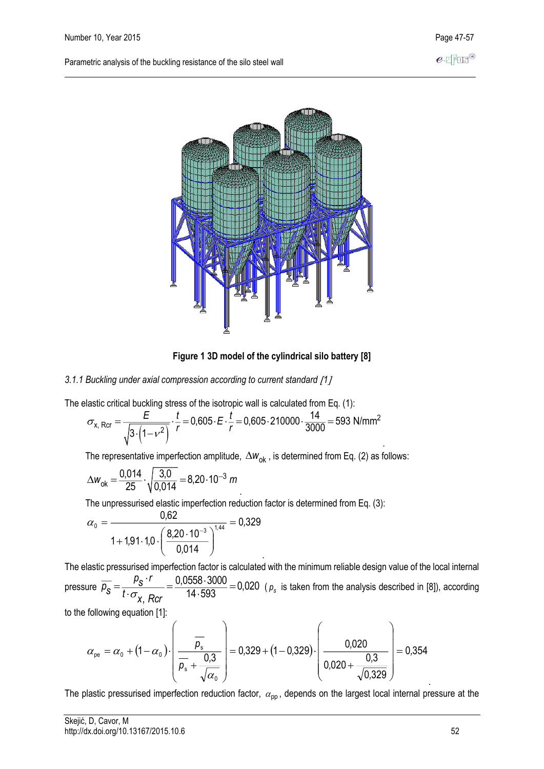**Figure 1 3D model of the cylindrical silo battery [8]**

*3.1.1 Buckling under axial compression according to current standard [1]*

The elastic critical buckling stress of the isotropic wall is calculated from Eq. (1):

$$\sigma_{x,\,Rcr} = \frac{E}{\sqrt{3\cdot\left(1-\nu^2\right)}}\cdot\frac{t}{r} = 0{,}605\cdot E\cdot\frac{t}{r} = 0{,}605\cdot 210000\cdot\frac{14}{3000} = 593 \text{ N/mm}^2$$

The representative imperfection amplitude, $\Delta w_{ok}$, is determined from Eq. (2) as follows:

$$\Delta w_{ok} = \frac{0{,}014}{25}\cdot\sqrt{\frac{3{,}0}{0{,}014}} = 8{,}20\cdot 10^{-3}\ m$$

The unpressurised elastic imperfection reduction factor is determined from Eq. (3):

$$\alpha_0 = \frac{0{,}62}{1+1{,}91\cdot 1{,}0\cdot\left(\dfrac{8{,}20\cdot 10^{-3}}{0{,}014}\right)^{1{,}44}} = 0{,}329$$

The elastic pressurised imperfection factor is calculated with the minimum reliable design value of the local internal pressure $\overline{p_s} = \dfrac{p_s\cdot r}{t\cdot\sigma_{x,\,Rcr}} = \dfrac{0{,}0558\cdot 3000}{14\cdot 593} = 0{,}020$ ($p_s$ is taken from the analysis described in [8]), according to the following equation [1]:

$$\alpha_{pe} = \alpha_0 + \left(1-\alpha_0\right)\cdot\left(\frac{\overline{p_s}}{\overline{p_s}+\dfrac{0{,}3}{\sqrt{\alpha_0}}}\right) = 0{,}329 + \left(1-0{,}329\right)\cdot\left(\frac{0{,}020}{0{,}020+\dfrac{0{,}3}{\sqrt{0{,}329}}}\right) = 0{,}354$$

The plastic pressurised imperfection reduction factor, $\alpha_{pp}$, depends on the largest local internal pressure at the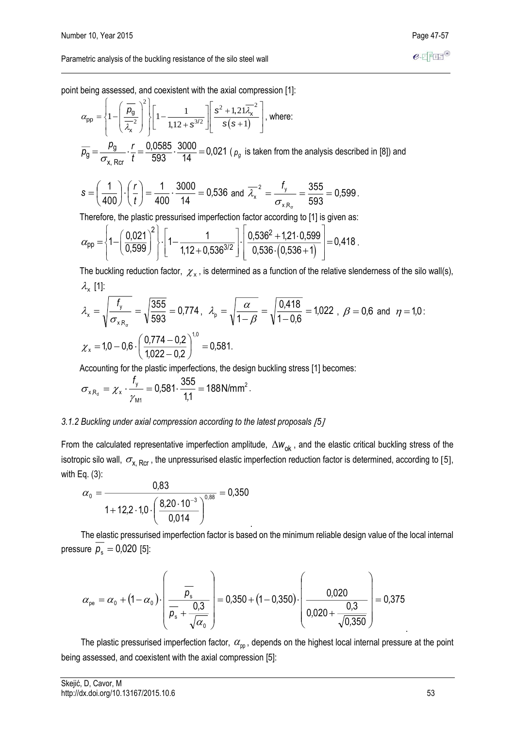point being assessed, and coexistent with the axial compression [1]:

$$\alpha_{pp} = \left\{1 - \left(\frac{\overline{p_g}}{\overline{\lambda_x}^2}\right)^2\right\}\left[1 - \frac{1}{1{,}12 + s^{3/2}}\right]\left[\frac{s^2 + 1{,}21\overline{\lambda_x}^2}{s(s+1)}\right], \text{ where:}$$

$\overline{p_g} = \dfrac{p_g}{\sigma_{x,\,Rcr}} \cdot \dfrac{r}{t} = \dfrac{0{,}0585}{593} \cdot \dfrac{3000}{14} = 0{,}021$ ($p_g$ is taken from the analysis described in [8]) and

$s = \left(\dfrac{1}{400}\right) \cdot \left(\dfrac{r}{t}\right) = \dfrac{1}{400} \cdot \dfrac{3000}{14} = 0{,}536$ and $\overline{\lambda_x}^2 = \dfrac{f_y}{\sigma_{x,R_{cr}}} = \dfrac{355}{593} = 0{,}599$.

Therefore, the plastic pressurised imperfection factor according to [1] is given as:

$$\alpha_{pp} = \left\{1 - \left(\frac{0{,}021}{0{,}599}\right)^2\right\} \cdot \left[1 - \frac{1}{1{,}12 + 0{,}536^{3/2}}\right] \cdot \left[\frac{0{,}536^2 + 1{,}21 \cdot 0{,}599}{0{,}536 \cdot (0{,}536 + 1)}\right] = 0{,}418.$$

The buckling reduction factor, $\chi_x$, is determined as a function of the relative slenderness of the silo wall(s), $\lambda_x$ [1]:

$$\lambda_x = \sqrt{\frac{f_y}{\sigma_{x\,R_{cr}}}} = \sqrt{\frac{355}{593}} = 0{,}774, \quad \lambda_p = \sqrt{\frac{\alpha}{1-\beta}} = \sqrt{\frac{0{,}418}{1-0{,}6}} = 1{,}022, \quad \beta = 0{,}6 \text{ and } \eta = 1{,}0:$$

$$\chi_x = 1{,}0 - 0{,}6 \cdot \left(\frac{0{,}774 - 0{,}2}{1{,}022 - 0{,}2}\right)^{1{,}0} = 0{,}581.$$

Accounting for the plastic imperfections, the design buckling stress [1] becomes:

$$\sigma_{x\,R_d} = \chi_x \cdot \frac{f_y}{\gamma_{M1}} = 0{,}581 \cdot \frac{355}{1{,}1} = 188\,\text{N/mm}^2.$$

*3.1.2 Buckling under axial compression according to the latest proposals [5]*

From the calculated representative imperfection amplitude, $\Delta w_{ok}$, and the elastic critical buckling stress of the isotropic silo wall, $\sigma_{x,\,Rcr}$, the unpressurised elastic imperfection reduction factor is determined, according to [5], with Eq. (3):

$$\alpha_0 = \frac{0{,}83}{1 + 12{,}2 \cdot 1{,}0 \cdot \left(\dfrac{8{,}20 \cdot 10^{-3}}{0{,}014}\right)^{0{,}88}} = 0{,}350$$

The elastic pressurised imperfection factor is based on the minimum reliable design value of the local internal pressure $\overline{p_s} = 0{,}020$ [5]:

$$\alpha_{pe} = \alpha_0 + (1 - \alpha_0) \cdot \left(\frac{\overline{p_s}}{\overline{p_s} + \dfrac{0{,}3}{\sqrt{\alpha_0}}}\right) = 0{,}350 + (1 - 0{,}350) \cdot \left(\frac{0{,}020}{0{,}020 + \dfrac{0{,}3}{\sqrt{0{,}350}}}\right) = 0{,}375$$

The plastic pressurised imperfection factor, $\alpha_{pp}$, depends on the highest local internal pressure at the point being assessed, and coexistent with the axial compression [5]: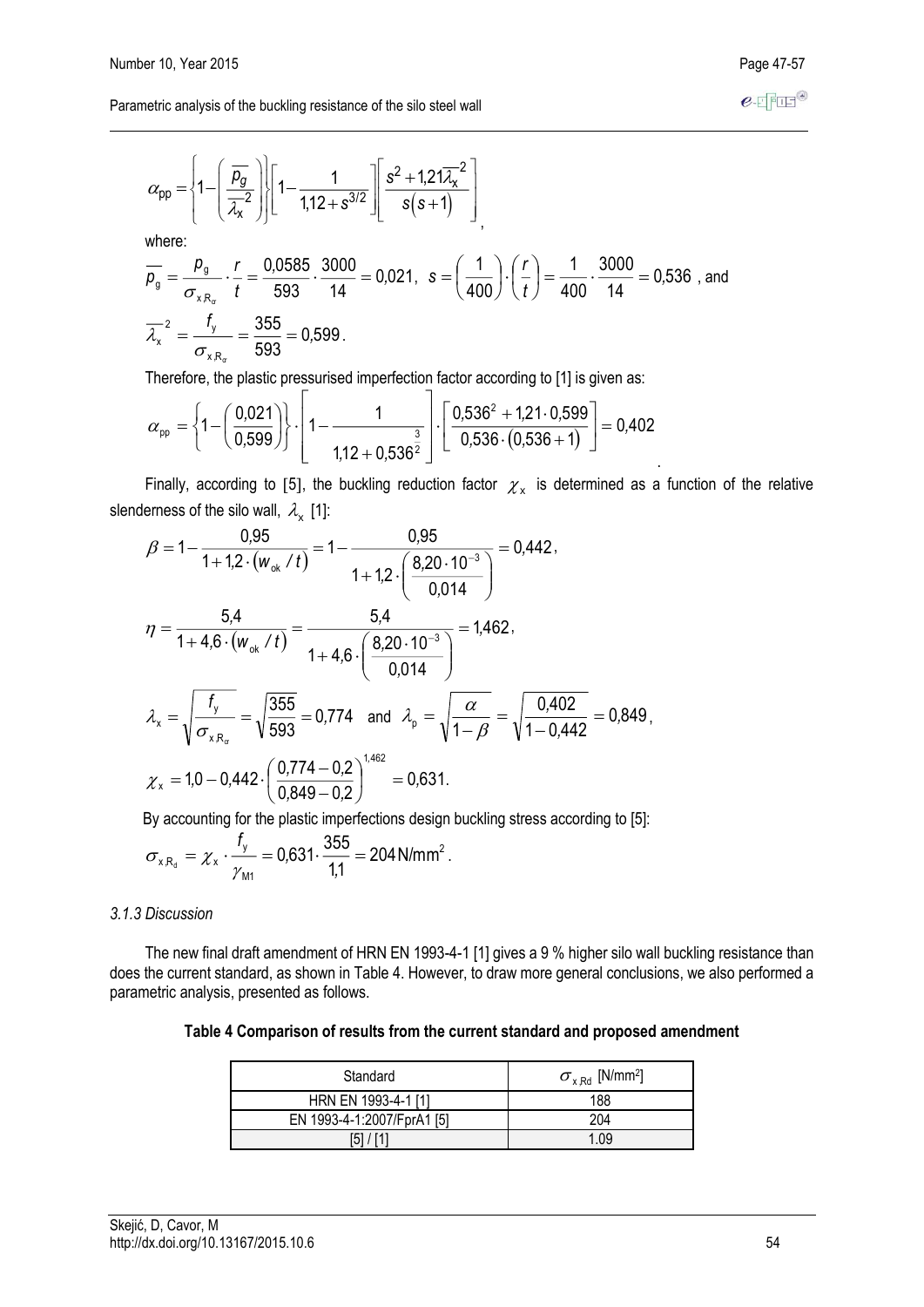$$\alpha_{pp} = \left\{1 - \left(\frac{\overline{p_g}}{\overline{\lambda_x}^2}\right)\right\}\left[1 - \frac{1}{1{,}12 + s^{3/2}}\right]\left[\frac{s^2 + 1{,}21\overline{\lambda}_x^2}{s(s+1)}\right],$$

where:

$$\overline{p}_g = \frac{p_g}{\sigma_{x,R_\sigma}} \cdot \frac{r}{t} = \frac{0{,}0585}{593} \cdot \frac{3000}{14} = 0{,}021, \quad s = \left(\frac{1}{400}\right) \cdot \left(\frac{r}{t}\right) = \frac{1}{400} \cdot \frac{3000}{14} = 0{,}536 \text{ , and}$$

$$\overline{\lambda}_x^2 = \frac{f_y}{\sigma_{x,R_\sigma}} = \frac{355}{593} = 0{,}599.$$

Therefore, the plastic pressurised imperfection factor according to [1] is given as:

$$\alpha_{pp} = \left\{1 - \left(\frac{0{,}021}{0{,}599}\right)\right\} \cdot \left[1 - \frac{1}{1{,}12 + 0{,}536^{\frac{3}{2}}}\right] \cdot \left[\frac{0{,}536^2 + 1{,}21 \cdot 0{,}599}{0{,}536 \cdot (0{,}536 + 1)}\right] = 0{,}402$$

Finally, according to [5], the buckling reduction factor $\chi_x$ is determined as a function of the relative slenderness of the silo wall, $\lambda_x$ [1]:

$$\beta = 1 - \frac{0{,}95}{1 + 1{,}2 \cdot (w_{ok}/t)} = 1 - \frac{0{,}95}{1 + 1{,}2 \cdot \left(\frac{8{,}20 \cdot 10^{-3}}{0{,}014}\right)} = 0{,}442,$$

$$\eta = \frac{5{,}4}{1 + 4{,}6 \cdot (w_{ok}/t)} = \frac{5{,}4}{1 + 4{,}6 \cdot \left(\frac{8{,}20 \cdot 10^{-3}}{0{,}014}\right)} = 1{,}462,$$

$$\lambda_x = \sqrt{\frac{f_y}{\sigma_{x,R_\sigma}}} = \sqrt{\frac{355}{593}} = 0{,}774 \quad \text{and} \quad \lambda_p = \sqrt{\frac{\alpha}{1-\beta}} = \sqrt{\frac{0{,}402}{1 - 0{,}442}} = 0{,}849,$$

$$\chi_x = 1{,}0 - 0{,}442 \cdot \left(\frac{0{,}774 - 0{,}2}{0{,}849 - 0{,}2}\right)^{1{,}462} = 0{,}631.$$

By accounting for the plastic imperfections design buckling stress according to [5]:

$$\sigma_{x,R_d} = \chi_x \cdot \frac{f_y}{\gamma_{M1}} = 0{,}631 \cdot \frac{355}{1{,}1} = 204 \text{ N/mm}^2.$$

### *3.1.3 Discussion*

The new final draft amendment of HRN EN 1993-4-1 [1] gives a 9 % higher silo wall buckling resistance than does the current standard, as shown in Table 4. However, to draw more general conclusions, we also performed a parametric analysis, presented as follows.

**Table 4 Comparison of results from the current standard and proposed amendment**

| Standard | $\sigma_{x,Rd}$ [N/mm²] |
|---|---|
| HRN EN 1993-4-1 [1] | 188 |
| EN 1993-4-1:2007/FprA1 [5] | 204 |
| [5] / [1] | 1.09 |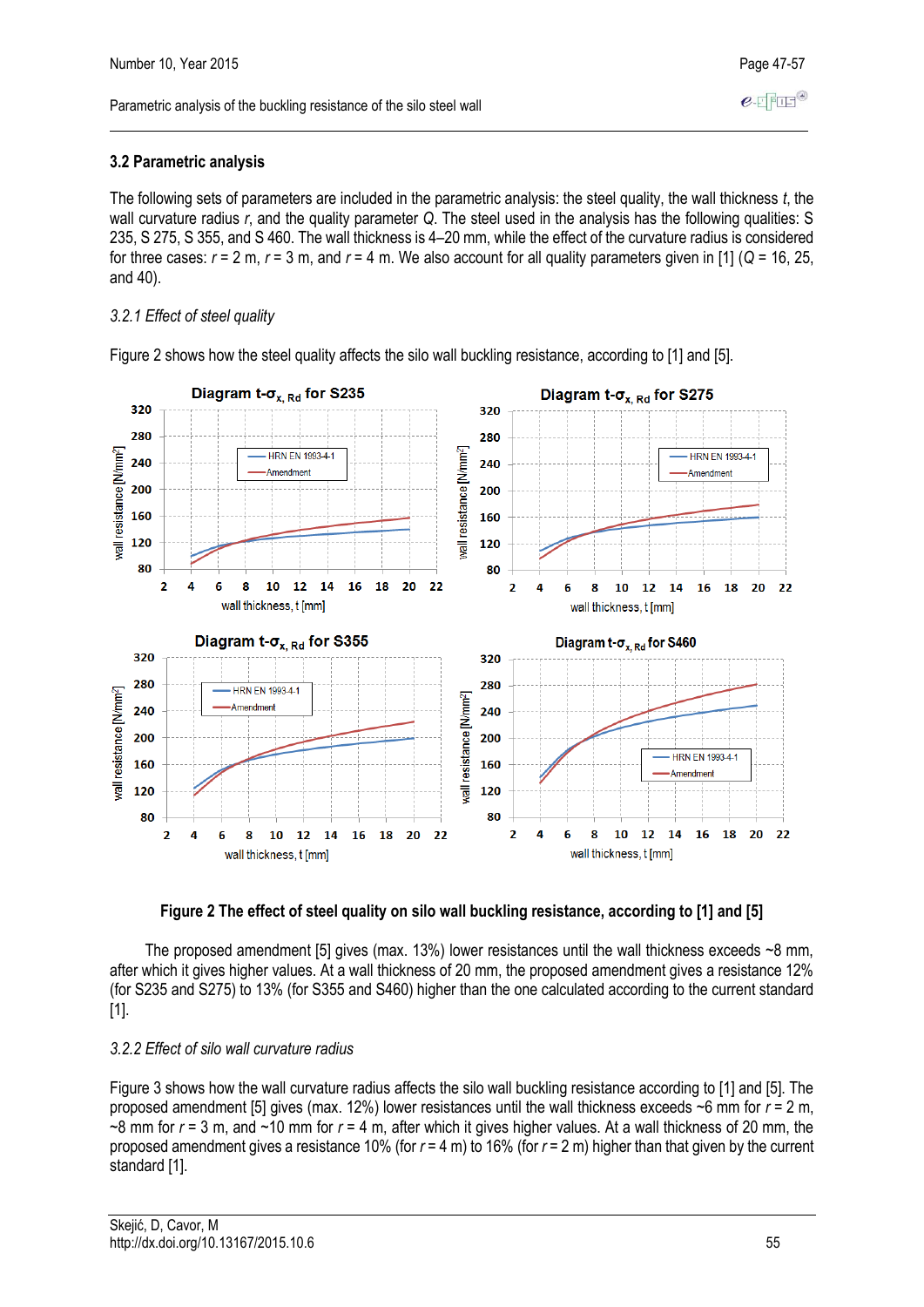### 3.2 Parametric analysis

The following sets of parameters are included in the parametric analysis: the steel quality, the wall thickness $t$, the wall curvature radius $r$, and the quality parameter $Q$. The steel used in the analysis has the following qualities: S 235, S 275, S 355, and S 460. The wall thickness is 4–20 mm, while the effect of the curvature radius is considered for three cases: $r$ = 2 m, $r$ = 3 m, and $r$ = 4 m. We also account for all quality parameters given in [1] ($Q$ = 16, 25, and 40).

*3.2.1 Effect of steel quality*

Figure 2 shows how the steel quality affects the silo wall buckling resistance, according to [1] and [5].

**Figure 2 The effect of steel quality on silo wall buckling resistance, according to [1] and [5]**

The proposed amendment [5] gives (max. 13%) lower resistances until the wall thickness exceeds ~8 mm, after which it gives higher values. At a wall thickness of 20 mm, the proposed amendment gives a resistance 12% (for S235 and S275) to 13% (for S355 and S460) higher than the one calculated according to the current standard [1].

*3.2.2 Effect of silo wall curvature radius*

Figure 3 shows how the wall curvature radius affects the silo wall buckling resistance according to [1] and [5]. The proposed amendment [5] gives (max. 12%) lower resistances until the wall thickness exceeds ~6 mm for $r$ = 2 m, ~8 mm for $r$ = 3 m, and ~10 mm for $r$ = 4 m, after which it gives higher values. At a wall thickness of 20 mm, the proposed amendment gives a resistance 10% (for $r$ = 4 m) to 16% (for $r$ = 2 m) higher than that given by the current standard [1].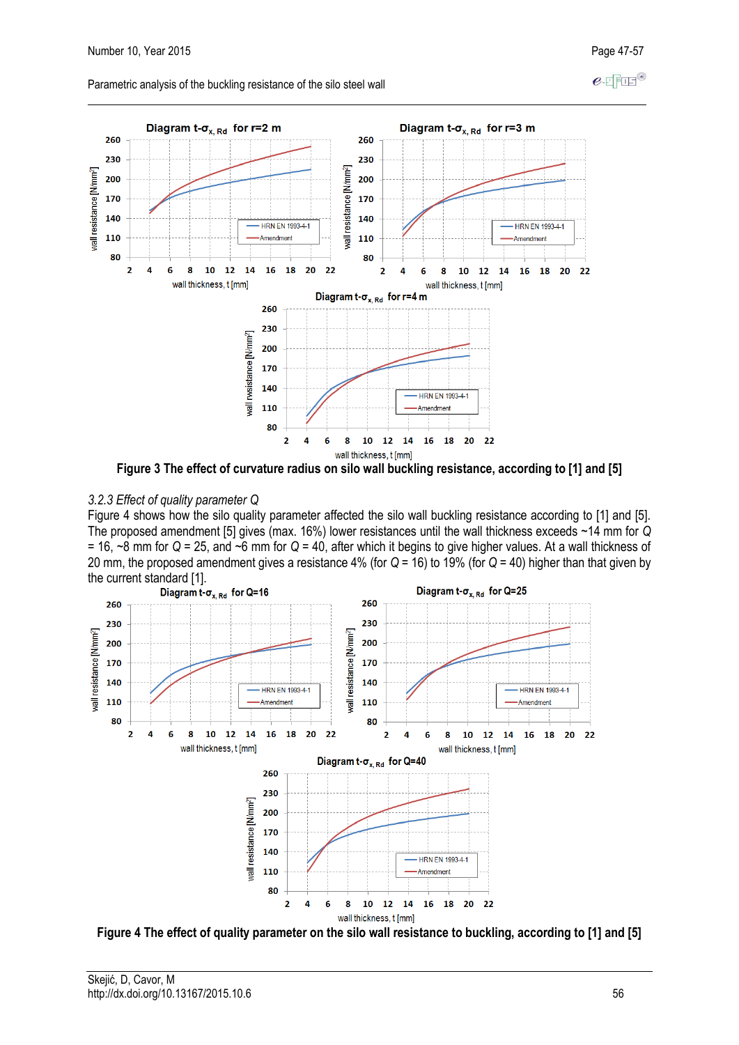Figure 3 The effect of curvature radius on silo wall buckling resistance, according to [1] and [5]

*3.2.3 Effect of quality parameter Q*

Figure 4 shows how the silo quality parameter affected the silo wall buckling resistance according to [1] and [5]. The proposed amendment [5] gives (max. 16%) lower resistances until the wall thickness exceeds ~14 mm for *Q* = 16, ~8 mm for *Q* = 25, and ~6 mm for *Q* = 40, after which it begins to give higher values. At a wall thickness of 20 mm, the proposed amendment gives a resistance 4% (for *Q* = 16) to 19% (for *Q* = 40) higher than that given by the current standard [1].

Figure 4 The effect of quality parameter on the silo wall resistance to buckling, according to [1] and [5]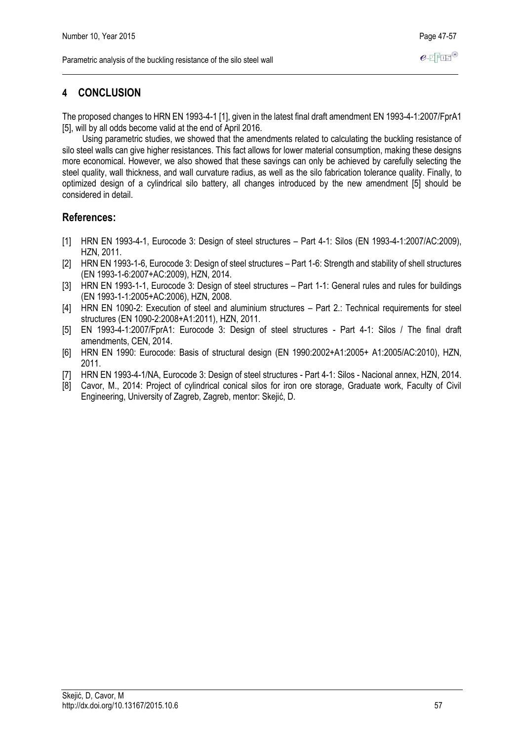## 4 CONCLUSION

The proposed changes to HRN EN 1993-4-1 [1], given in the latest final draft amendment EN 1993-4-1:2007/FprA1 [5], will by all odds become valid at the end of April 2016.

Using parametric studies, we showed that the amendments related to calculating the buckling resistance of silo steel walls can give higher resistances. This fact allows for lower material consumption, making these designs more economical. However, we also showed that these savings can only be achieved by carefully selecting the steel quality, wall thickness, and wall curvature radius, as well as the silo fabrication tolerance quality. Finally, to optimized design of a cylindrical silo battery, all changes introduced by the new amendment [5] should be considered in detail.

## References:

[1] HRN EN 1993-4-1, Eurocode 3: Design of steel structures – Part 4-1: Silos (EN 1993-4-1:2007/AC:2009), HZN, 2011.

[2] HRN EN 1993-1-6, Eurocode 3: Design of steel structures – Part 1-6: Strength and stability of shell structures (EN 1993-1-6:2007+AC:2009), HZN, 2014.

[3] HRN EN 1993-1-1, Eurocode 3: Design of steel structures – Part 1-1: General rules and rules for buildings (EN 1993-1-1:2005+AC:2006), HZN, 2008.

[4] HRN EN 1090-2: Execution of steel and aluminium structures – Part 2.: Technical requirements for steel structures (EN 1090-2:2008+A1:2011), HZN, 2011.

[5] EN 1993-4-1:2007/FprA1: Eurocode 3: Design of steel structures - Part 4-1: Silos / The final draft amendments, CEN, 2014.

[6] HRN EN 1990: Eurocode: Basis of structural design (EN 1990:2002+A1:2005+ A1:2005/AC:2010), HZN, 2011.

[7] HRN EN 1993-4-1/NA, Eurocode 3: Design of steel structures - Part 4-1: Silos - Nacional annex, HZN, 2014.

[8] Cavor, M., 2014: Project of cylindrical conical silos for iron ore storage, Graduate work, Faculty of Civil Engineering, University of Zagreb, Zagreb, mentor: Skejić, D.